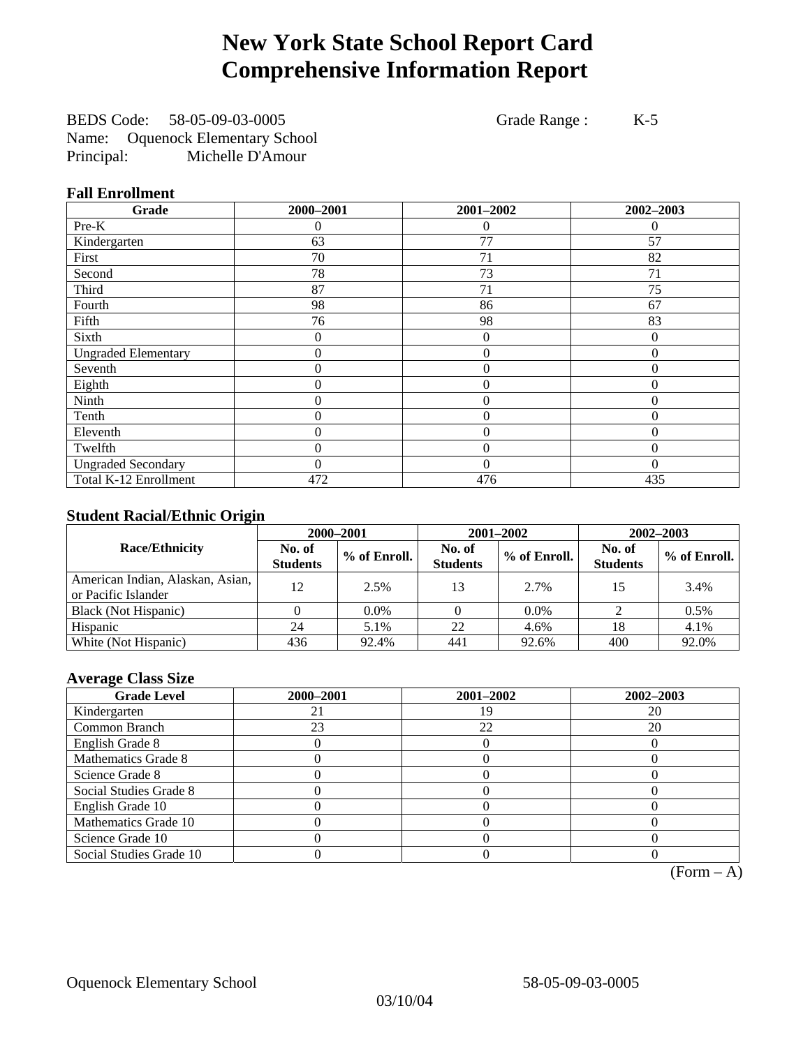# New York State School Report Card
# Comprehensive Information Report

BEDS Code: 58-05-09-03-0005 Grade Range : K-5
Name: Oquenock Elementary School
Principal: Michelle D'Amour

### Fall Enrollment

| Grade | 2000–2001 | 2001–2002 | 2002–2003 |
|---|---|---|---|
| Pre-K | 0 | 0 | 0 |
| Kindergarten | 63 | 77 | 57 |
| First | 70 | 71 | 82 |
| Second | 78 | 73 | 71 |
| Third | 87 | 71 | 75 |
| Fourth | 98 | 86 | 67 |
| Fifth | 76 | 98 | 83 |
| Sixth | 0 | 0 | 0 |
| Ungraded Elementary | 0 | 0 | 0 |
| Seventh | 0 | 0 | 0 |
| Eighth | 0 | 0 | 0 |
| Ninth | 0 | 0 | 0 |
| Tenth | 0 | 0 | 0 |
| Eleventh | 0 | 0 | 0 |
| Twelfth | 0 | 0 | 0 |
| Ungraded Secondary | 0 | 0 | 0 |
| Total K-12 Enrollment | 472 | 476 | 435 |

### Student Racial/Ethnic Origin

| Race/Ethnicity | 2000–2001 | | 2001–2002 | | 2002–2003 | |
|---|---|---|---|---|---|---|
| | No. of Students | % of Enroll. | No. of Students | % of Enroll. | No. of Students | % of Enroll. |
| American Indian, Alaskan, Asian, or Pacific Islander | 12 | 2.5% | 13 | 2.7% | 15 | 3.4% |
| Black (Not Hispanic) | 0 | 0.0% | 0 | 0.0% | 2 | 0.5% |
| Hispanic | 24 | 5.1% | 22 | 4.6% | 18 | 4.1% |
| White (Not Hispanic) | 436 | 92.4% | 441 | 92.6% | 400 | 92.0% |

### Average Class Size

| Grade Level | 2000–2001 | 2001–2002 | 2002–2003 |
|---|---|---|---|
| Kindergarten | 21 | 19 | 20 |
| Common Branch | 23 | 22 | 20 |
| English Grade 8 | 0 | 0 | 0 |
| Mathematics Grade 8 | 0 | 0 | 0 |
| Science Grade 8 | 0 | 0 | 0 |
| Social Studies Grade 8 | 0 | 0 | 0 |
| English Grade 10 | 0 | 0 | 0 |
| Mathematics Grade 10 | 0 | 0 | 0 |
| Science Grade 10 | 0 | 0 | 0 |
| Social Studies Grade 10 | 0 | 0 | 0 |

(Form – A)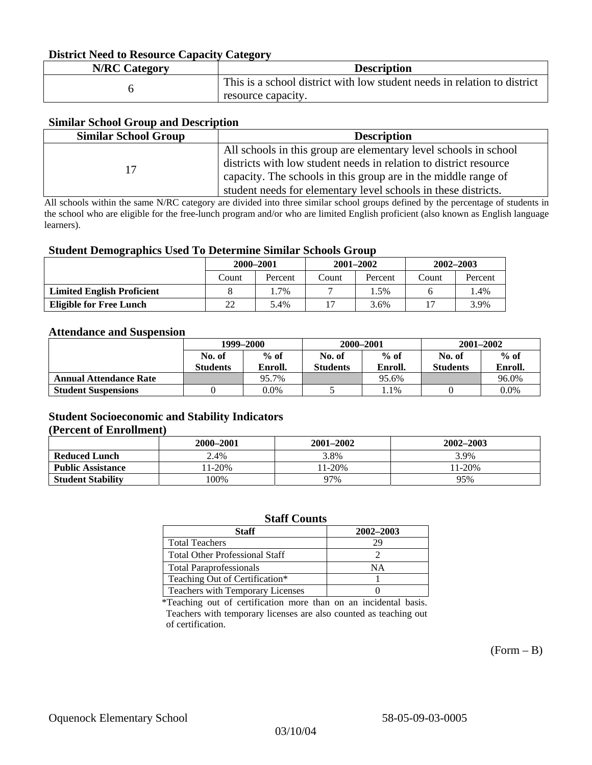### District Need to Resource Capacity Category

| N/RC Category | Description |
|---|---|
| 6 | This is a school district with low student needs in relation to district resource capacity. |

### Similar School Group and Description

| Similar School Group | Description |
|---|---|
| 17 | All schools in this group are elementary level schools in school districts with low student needs in relation to district resource capacity. The schools in this group are in the middle range of student needs for elementary level schools in these districts. |

All schools within the same N/RC category are divided into three similar school groups defined by the percentage of students in the school who are eligible for the free-lunch program and/or who are limited English proficient (also known as English language learners).

### Student Demographics Used To Determine Similar Schools Group

| | 2000–2001 | | 2001–2002 | | 2002–2003 | |
|---|---|---|---|---|---|---|
| | Count | Percent | Count | Percent | Count | Percent |
| **Limited English Proficient** | 8 | 1.7% | 7 | 1.5% | 6 | 1.4% |
| **Eligible for Free Lunch** | 22 | 5.4% | 17 | 3.6% | 17 | 3.9% |

### Attendance and Suspension

| | 1999–2000 | | 2000–2001 | | 2001–2002 | |
|---|---|---|---|---|---|---|
| | No. of Students | % of Enroll. | No. of Students | % of Enroll. | No. of Students | % of Enroll. |
| **Annual Attendance Rate** | | 95.7% | | 95.6% | | 96.0% |
| **Student Suspensions** | 0 | 0.0% | 5 | 1.1% | 0 | 0.0% |

### Student Socioeconomic and Stability Indicators (Percent of Enrollment)

| | 2000–2001 | 2001–2002 | 2002–2003 |
|---|---|---|---|
| **Reduced Lunch** | 2.4% | 3.8% | 3.9% |
| **Public Assistance** | 11-20% | 11-20% | 11-20% |
| **Student Stability** | 100% | 97% | 95% |

### Staff Counts

| Staff | 2002–2003 |
|---|---|
| Total Teachers | 29 |
| Total Other Professional Staff | 2 |
| Total Paraprofessionals | NA |
| Teaching Out of Certification* | 1 |
| Teachers with Temporary Licenses | 0 |

*Teaching out of certification more than on an incidental basis. Teachers with temporary licenses are also counted as teaching out of certification.

(Form – B)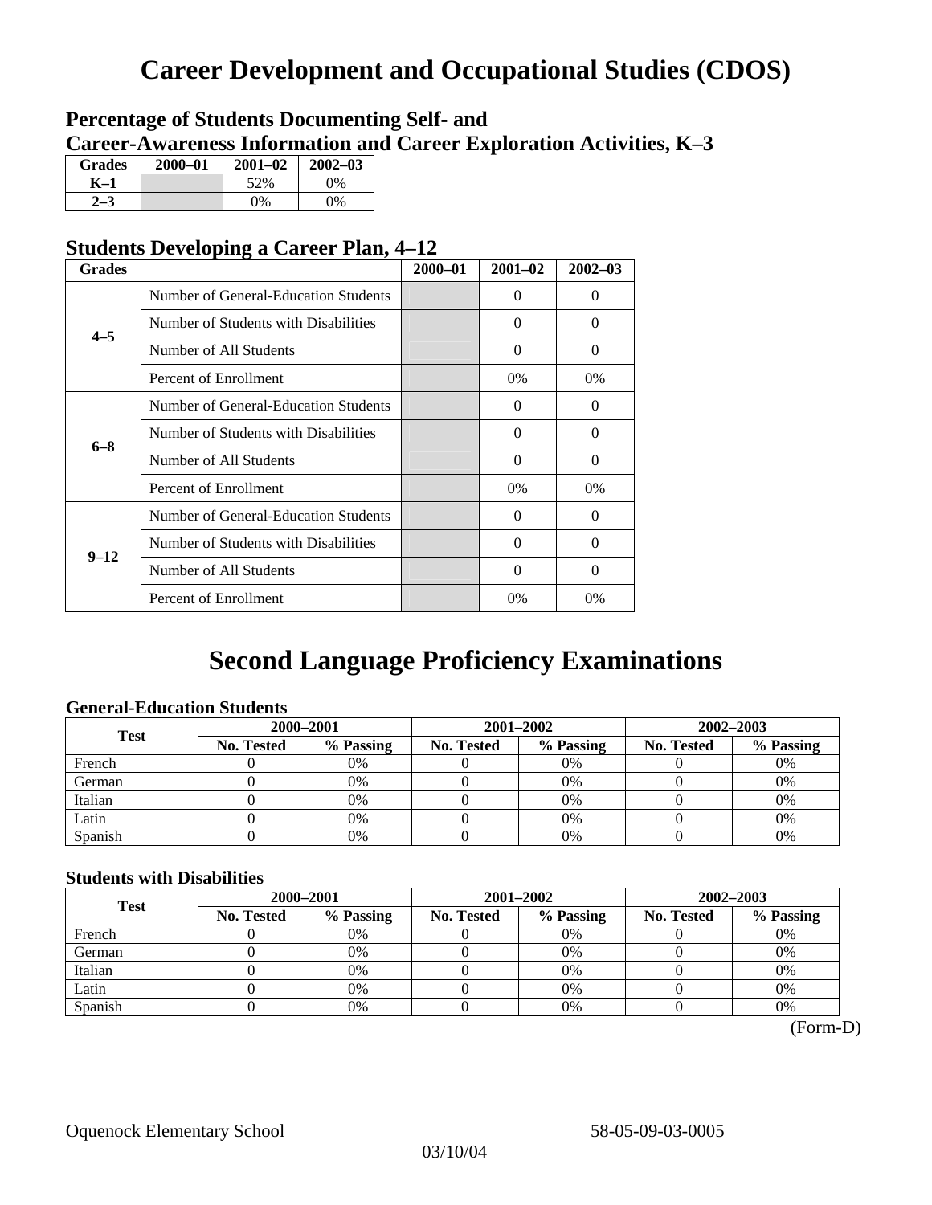# Career Development and Occupational Studies (CDOS)

## Percentage of Students Documenting Self- and Career-Awareness Information and Career Exploration Activities, K–3

| Grades | 2000–01 | 2001–02 | 2002–03 |
|---|---|---|---|
| K–1 | | 52% | 0% |
| 2–3 | | 0% | 0% |

## Students Developing a Career Plan, 4–12

| Grades | | 2000–01 | 2001–02 | 2002–03 |
|---|---|---|---|---|
| 4–5 | Number of General-Education Students | | 0 | 0 |
| | Number of Students with Disabilities | | 0 | 0 |
| | Number of All Students | | 0 | 0 |
| | Percent of Enrollment | | 0% | 0% |
| 6–8 | Number of General-Education Students | | 0 | 0 |
| | Number of Students with Disabilities | | 0 | 0 |
| | Number of All Students | | 0 | 0 |
| | Percent of Enrollment | | 0% | 0% |
| 9–12 | Number of General-Education Students | | 0 | 0 |
| | Number of Students with Disabilities | | 0 | 0 |
| | Number of All Students | | 0 | 0 |
| | Percent of Enrollment | | 0% | 0% |

# Second Language Proficiency Examinations

### General-Education Students

| Test | 2000–2001 | | 2001–2002 | | 2002–2003 | |
|---|---|---|---|---|---|---|
| | No. Tested | % Passing | No. Tested | % Passing | No. Tested | % Passing |
| French | 0 | 0% | 0 | 0% | 0 | 0% |
| German | 0 | 0% | 0 | 0% | 0 | 0% |
| Italian | 0 | 0% | 0 | 0% | 0 | 0% |
| Latin | 0 | 0% | 0 | 0% | 0 | 0% |
| Spanish | 0 | 0% | 0 | 0% | 0 | 0% |

### Students with Disabilities

| Test | 2000–2001 | | 2001–2002 | | 2002–2003 | |
|---|---|---|---|---|---|---|
| | No. Tested | % Passing | No. Tested | % Passing | No. Tested | % Passing |
| French | 0 | 0% | 0 | 0% | 0 | 0% |
| German | 0 | 0% | 0 | 0% | 0 | 0% |
| Italian | 0 | 0% | 0 | 0% | 0 | 0% |
| Latin | 0 | 0% | 0 | 0% | 0 | 0% |
| Spanish | 0 | 0% | 0 | 0% | 0 | 0% |

(Form-D)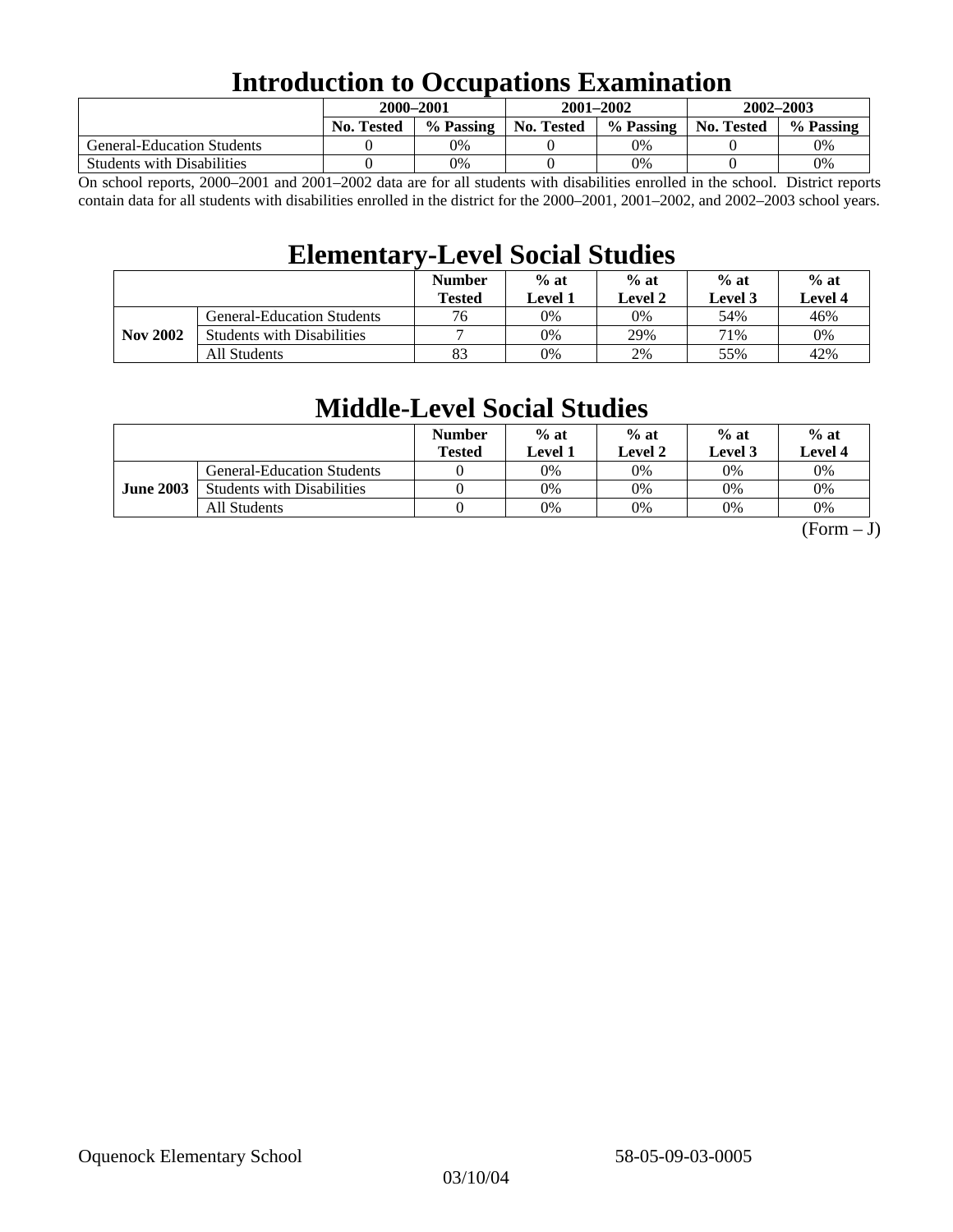## Introduction to Occupations Examination

| | 2000–2001 | | 2001–2002 | | 2002–2003 | |
|---|---|---|---|---|---|---|
| | No. Tested | % Passing | No. Tested | % Passing | No. Tested | % Passing |
| General-Education Students | 0 | 0% | 0 | 0% | 0 | 0% |
| Students with Disabilities | 0 | 0% | 0 | 0% | 0 | 0% |

On school reports, 2000–2001 and 2001–2002 data are for all students with disabilities enrolled in the school. District reports contain data for all students with disabilities enrolled in the district for the 2000–2001, 2001–2002, and 2002–2003 school years.

## Elementary-Level Social Studies

| | | Number Tested | % at Level 1 | % at Level 2 | % at Level 3 | % at Level 4 |
|---|---|---|---|---|---|---|
| **Nov 2002** | General-Education Students | 76 | 0% | 0% | 54% | 46% |
| | Students with Disabilities | 7 | 0% | 29% | 71% | 0% |
| | All Students | 83 | 0% | 2% | 55% | 42% |

## Middle-Level Social Studies

| | | Number Tested | % at Level 1 | % at Level 2 | % at Level 3 | % at Level 4 |
|---|---|---|---|---|---|---|
| **June 2003** | General-Education Students | 0 | 0% | 0% | 0% | 0% |
| | Students with Disabilities | 0 | 0% | 0% | 0% | 0% |
| | All Students | 0 | 0% | 0% | 0% | 0% |

(Form – J)